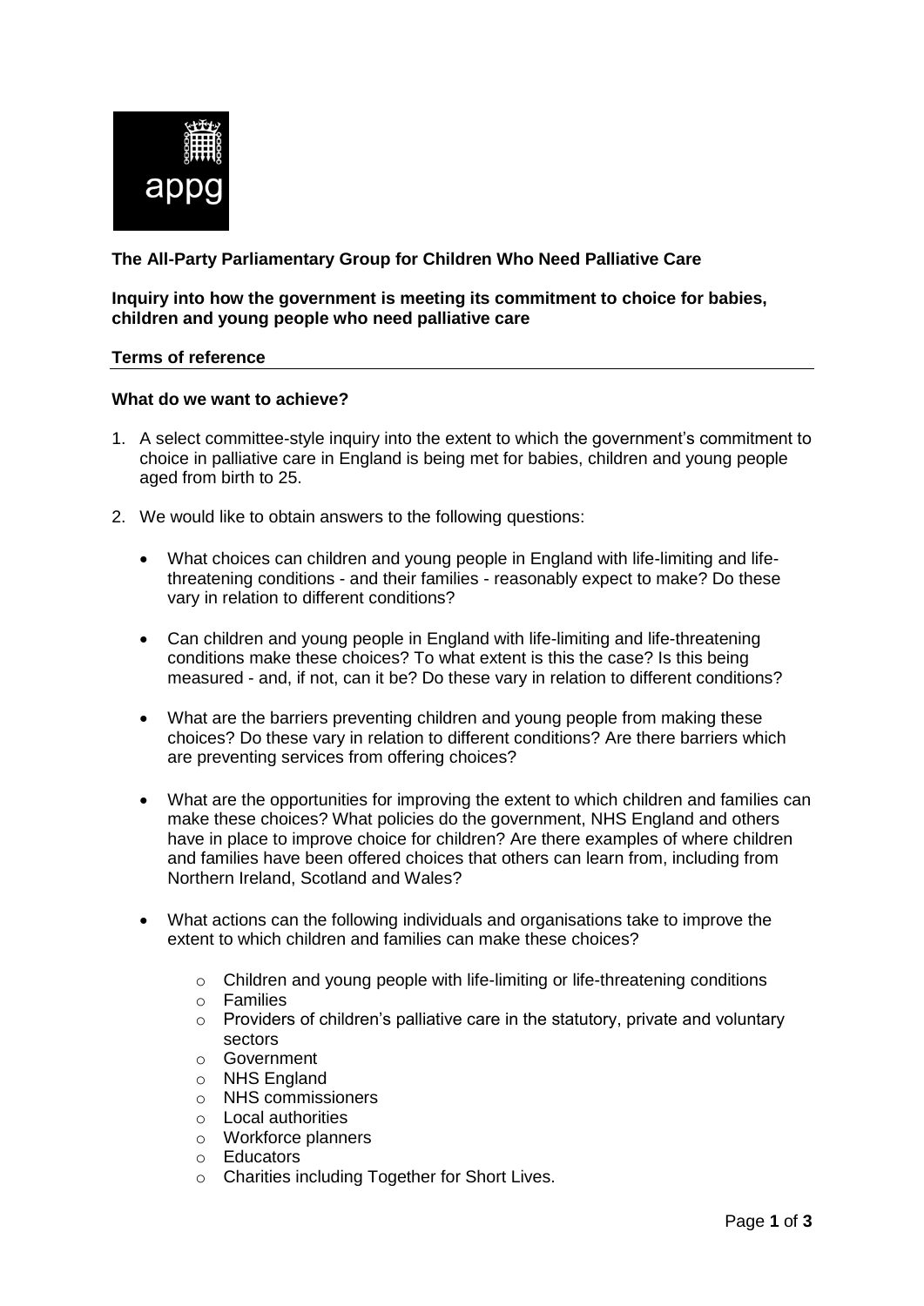appg

**The All-Party Parliamentary Group for Children Who Need Palliative Care**

**Inquiry into how the government is meeting its commitment to choice for babies, children and young people who need palliative care**

## Terms of reference

### What do we want to achieve?

1. A select committee-style inquiry into the extent to which the government's commitment to choice in palliative care in England is being met for babies, children and young people aged from birth to 25.

2. We would like to obtain answers to the following questions:

   - What choices can children and young people in England with life-limiting and life-threatening conditions - and their families - reasonably expect to make? Do these vary in relation to different conditions?

   - Can children and young people in England with life-limiting and life-threatening conditions make these choices? To what extent is this the case? Is this being measured - and, if not, can it be? Do these vary in relation to different conditions?

   - What are the barriers preventing children and young people from making these choices? Do these vary in relation to different conditions? Are there barriers which are preventing services from offering choices?

   - What are the opportunities for improving the extent to which children and families can make these choices? What policies do the government, NHS England and others have in place to improve choice for children? Are there examples of where children and families have been offered choices that others can learn from, including from Northern Ireland, Scotland and Wales?

   - What actions can the following individuals and organisations take to improve the extent to which children and families can make these choices?

     - Children and young people with life-limiting or life-threatening conditions
     - Families
     - Providers of children's palliative care in the statutory, private and voluntary sectors
     - Government
     - NHS England
     - NHS commissioners
     - Local authorities
     - Workforce planners
     - Educators
     - Charities including Together for Short Lives.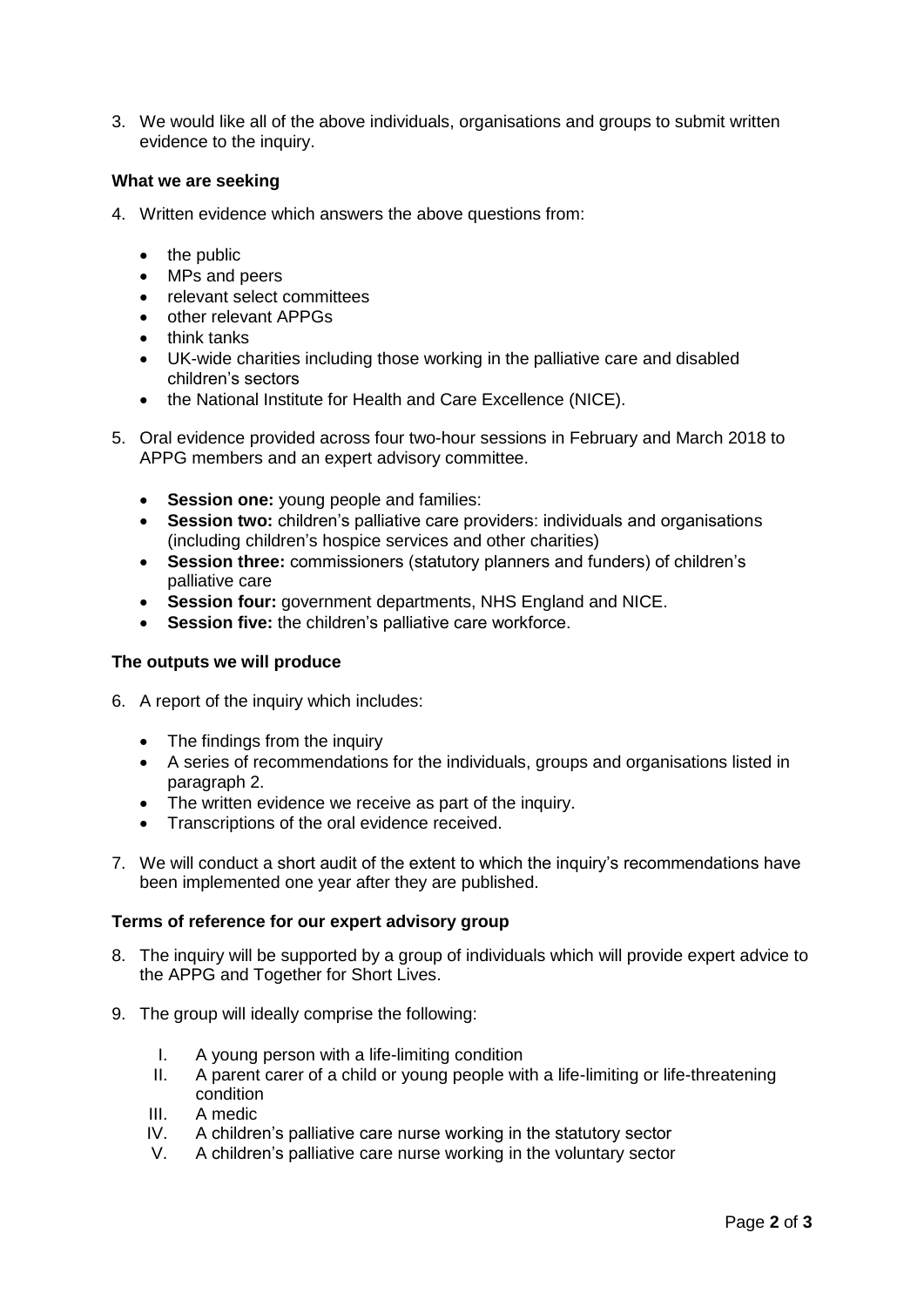3. We would like all of the above individuals, organisations and groups to submit written evidence to the inquiry.

**What we are seeking**

4. Written evidence which answers the above questions from:

   - the public
   - MPs and peers
   - relevant select committees
   - other relevant APPGs
   - think tanks
   - UK-wide charities including those working in the palliative care and disabled children's sectors
   - the National Institute for Health and Care Excellence (NICE).

5. Oral evidence provided across four two-hour sessions in February and March 2018 to APPG members and an expert advisory committee.

   - **Session one:** young people and families:
   - **Session two:** children's palliative care providers: individuals and organisations (including children's hospice services and other charities)
   - **Session three:** commissioners (statutory planners and funders) of children's palliative care
   - **Session four:** government departments, NHS England and NICE.
   - **Session five:** the children's palliative care workforce.

**The outputs we will produce**

6. A report of the inquiry which includes:

   - The findings from the inquiry
   - A series of recommendations for the individuals, groups and organisations listed in paragraph 2.
   - The written evidence we receive as part of the inquiry.
   - Transcriptions of the oral evidence received.

7. We will conduct a short audit of the extent to which the inquiry's recommendations have been implemented one year after they are published.

**Terms of reference for our expert advisory group**

8. The inquiry will be supported by a group of individuals which will provide expert advice to the APPG and Together for Short Lives.

9. The group will ideally comprise the following:

   I. A young person with a life-limiting condition
   II. A parent carer of a child or young people with a life-limiting or life-threatening condition
   III. A medic
   IV. A children's palliative care nurse working in the statutory sector
   V. A children's palliative care nurse working in the voluntary sector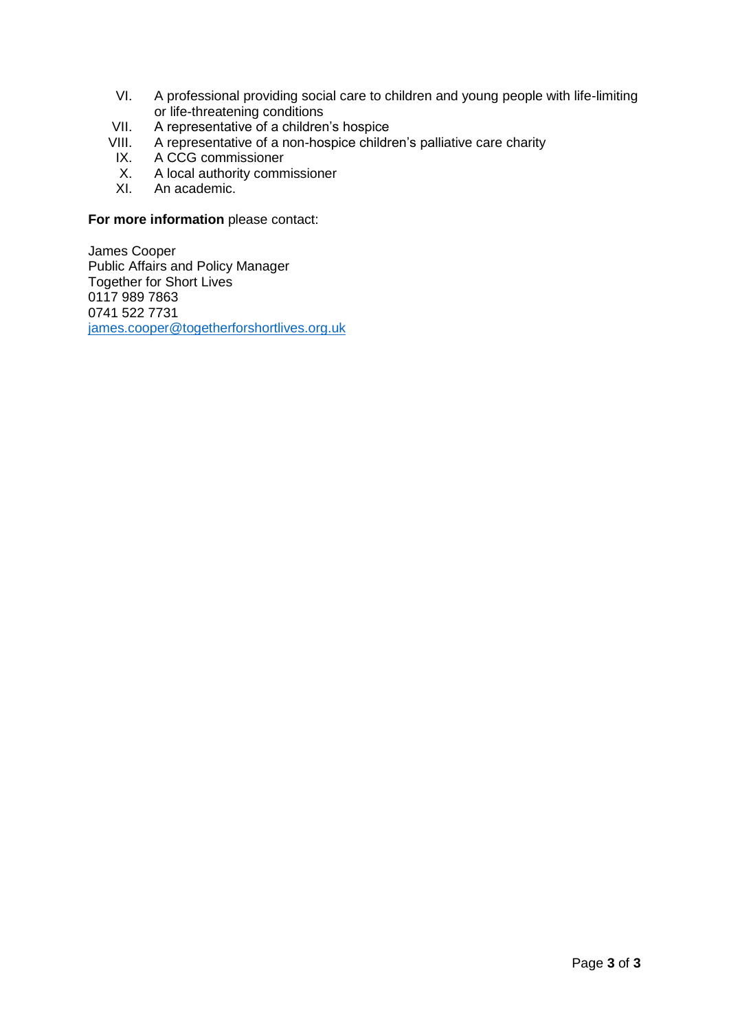VI. A professional providing social care to children and young people with life-limiting or life-threatening conditions
VII. A representative of a children's hospice
VIII. A representative of a non-hospice children's palliative care charity
IX. A CCG commissioner
X. A local authority commissioner
XI. An academic.

**For more information** please contact:

James Cooper
Public Affairs and Policy Manager
Together for Short Lives
0117 989 7863
0741 522 7731
james.cooper@togetherforshortlives.org.uk